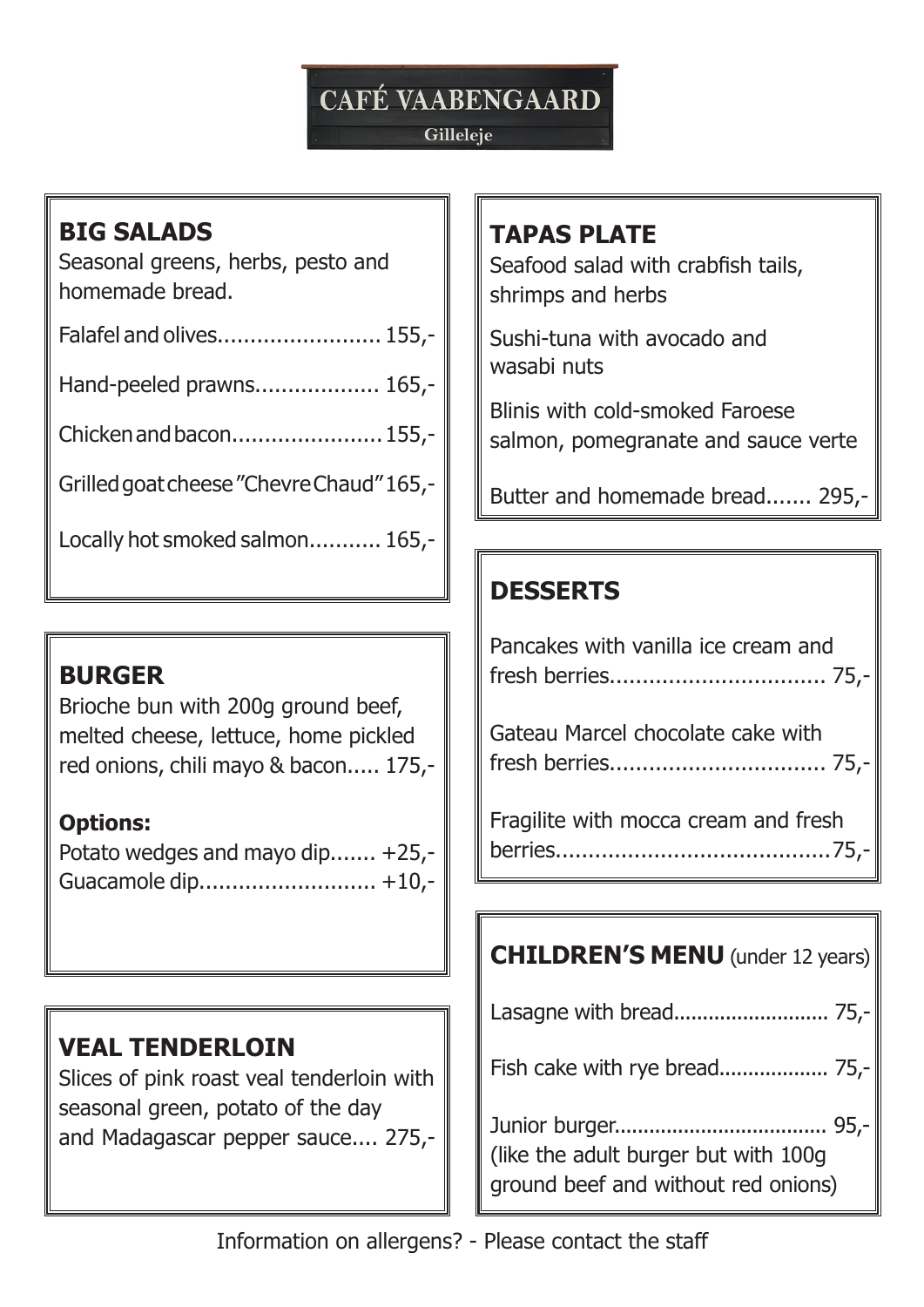# CAFÉ VAABENGAARD

Gilleleje

## BIG SALADS

Seasonal greens, herbs, pesto and homemade bread.

Falafel and olives......................... 155,-

Hand-peeled prawns.................. 165,-

Chicken and bacon....................... 155,-

Grilled goat cheese "Chevre Chaud" 165,-

Locally hot smoked salmon........... 165,-

## BURGER

Brioche bun with 200g ground beef, melted cheese, lettuce, home pickled red onions, chili mayo & bacon..... 175,-

**Options:**

Potato wedges and mayo dip....... +25,-
Guacamole dip........................... +10,-

## VEAL TENDERLOIN

Slices of pink roast veal tenderloin with seasonal green, potato of the day and Madagascar pepper sauce.... 275,-

## TAPAS PLATE

Seafood salad with crabfish tails, shrimps and herbs

Sushi-tuna with avocado and wasabi nuts

Blinis with cold-smoked Faroese salmon, pomegranate and sauce verte

Butter and homemade bread....... 295,-

## DESSERTS

Pancakes with vanilla ice cream and fresh berries................................ 75,-

Gateau Marcel chocolate cake with fresh berries................................ 75,-

Fragilite with mocca cream and fresh berries..........................................75,-

## CHILDREN'S MENU (under 12 years)

Lasagne with bread.......................... 75,-

Fish cake with rye bread.................. 75,-

Junior burger.................................... 95,-
(like the adult burger but with 100g ground beef and without red onions)

Information on allergens? - Please contact the staff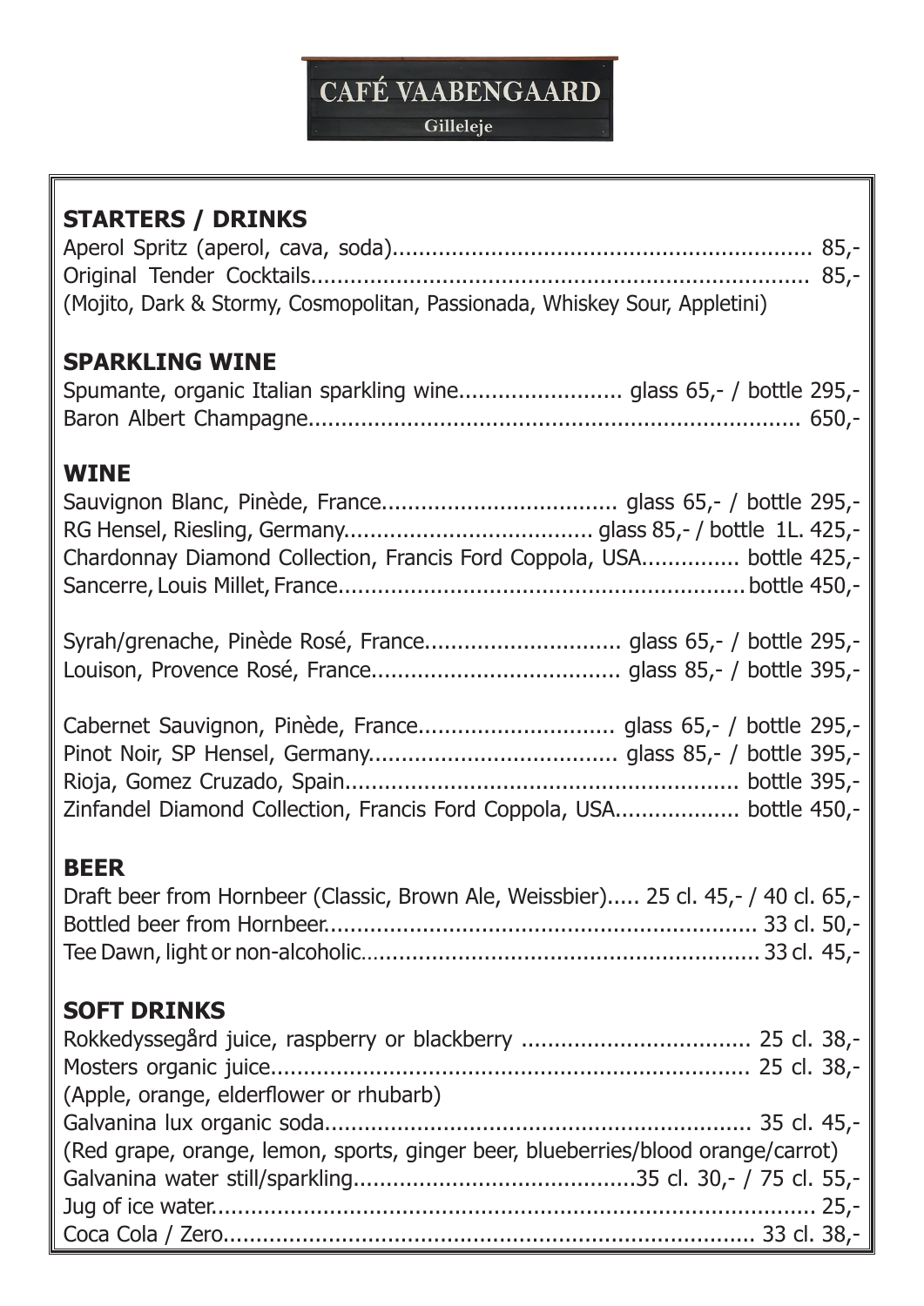# CAFÉ VAABENGAARD

Gilleleje

## STARTERS / DRINKS

Aperol Spritz (aperol, cava, soda)................................................................ 85,-
Original Tender Cocktails........................................................................... 85,-
(Mojito, Dark & Stormy, Cosmopolitan, Passionada, Whiskey Sour, Appletini)

## SPARKLING WINE

Spumante, organic Italian sparkling wine......................... glass 65,- / bottle 295,-
Baron Albert Champagne........................................................................... 650,-

## WINE

Sauvignon Blanc, Pinède, France.................................... glass 65,- / bottle 295,-
RG Hensel, Riesling, Germany...................................... glass 85,- / bottle 1L. 425,-
Chardonnay Diamond Collection, Francis Ford Coppola, USA............... bottle 425,-
Sancerre, Louis Millet, France............................................................. bottle 450,-

Syrah/grenache, Pinède Rosé, France.............................. glass 65,- / bottle 295,-
Louison, Provence Rosé, France...................................... glass 85,- / bottle 395,-

Cabernet Sauvignon, Pinède, France.............................. glass 65,- / bottle 295,-
Pinot Noir, SP Hensel, Germany...................................... glass 85,- / bottle 395,-
Rioja, Gomez Cruzado, Spain............................................................ bottle 395,-
Zinfandel Diamond Collection, Francis Ford Coppola, USA................... bottle 450,-

## BEER

Draft beer from Hornbeer (Classic, Brown Ale, Weissbier)..... 25 cl. 45,- / 40 cl. 65,-
Bottled beer from Hornbeer.................................................................. 33 cl. 50,-
Tee Dawn, light or non-alcoholic........................................................... 33 cl. 45,-

## SOFT DRINKS

Rokkedyssegård juice, raspberry or blackberry .................................. 25 cl. 38,-
Mosters organic juice......................................................................... 25 cl. 38,-
(Apple, orange, elderflower or rhubarb)
Galvanina lux organic soda................................................................. 35 cl. 45,-
(Red grape, orange, lemon, sports, ginger beer, blueberries/blood orange/carrot)
Galvanina water still/sparkling...........................................35 cl. 30,- / 75 cl. 55,-
Jug of ice water..................................................................................... 25,-
Coca Cola / Zero............................................................................... 33 cl. 38,-